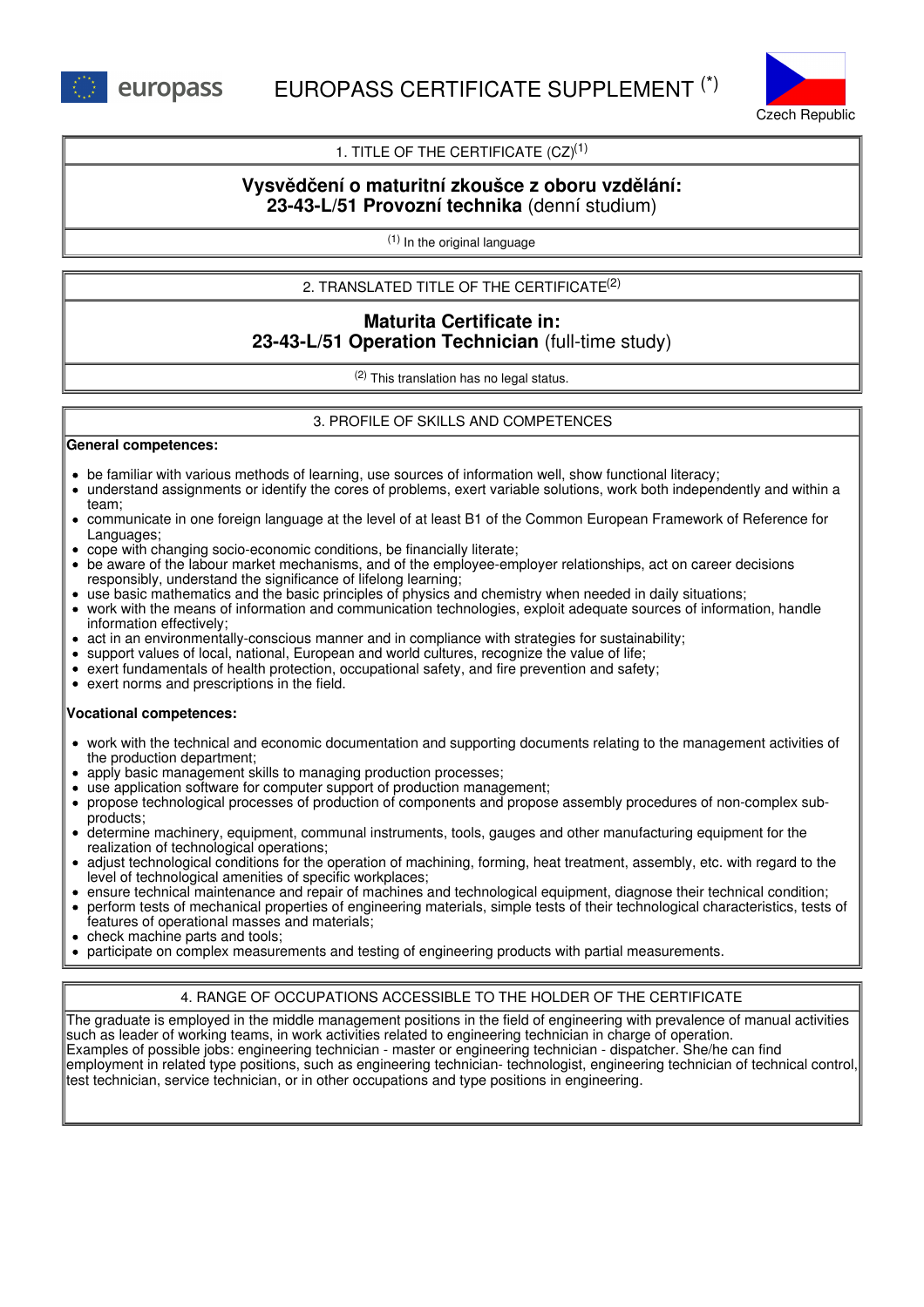europass

# EUROPASS CERTIFICATE SUPPLEMENT (*)

Czech Republic

## 1. TITLE OF THE CERTIFICATE (CZ)[1]

**Vysvědčení o maturitní zkoušce z oboru vzdělání:**
**23-43-L/51 Provozní technika** (denní studium)

[1] In the original language

## 2. TRANSLATED TITLE OF THE CERTIFICATE[2]

**Maturita Certificate in:**
**23-43-L/51 Operation Technician** (full-time study)

[2] This translation has no legal status.

## 3. PROFILE OF SKILLS AND COMPETENCES

**General competences:**

- be familiar with various methods of learning, use sources of information well, show functional literacy;
- understand assignments or identify the cores of problems, exert variable solutions, work both independently and within a team;
- communicate in one foreign language at the level of at least B1 of the Common European Framework of Reference for Languages;
- cope with changing socio-economic conditions, be financially literate;
- be aware of the labour market mechanisms, and of the employee-employer relationships, act on career decisions responsibly, understand the significance of lifelong learning;
- use basic mathematics and the basic principles of physics and chemistry when needed in daily situations;
- work with the means of information and communication technologies, exploit adequate sources of information, handle information effectively;
- act in an environmentally-conscious manner and in compliance with strategies for sustainability;
- support values of local, national, European and world cultures, recognize the value of life;
- exert fundamentals of health protection, occupational safety, and fire prevention and safety;
- exert norms and prescriptions in the field.

**Vocational competences:**

- work with the technical and economic documentation and supporting documents relating to the management activities of the production department;
- apply basic management skills to managing production processes;
- use application software for computer support of production management;
- propose technological processes of production of components and propose assembly procedures of non-complex sub-products;
- determine machinery, equipment, communal instruments, tools, gauges and other manufacturing equipment for the realization of technological operations;
- adjust technological conditions for the operation of machining, forming, heat treatment, assembly, etc. with regard to the level of technological amenities of specific workplaces;
- ensure technical maintenance and repair of machines and technological equipment, diagnose their technical condition;
- perform tests of mechanical properties of engineering materials, simple tests of their technological characteristics, tests of features of operational masses and materials;
- check machine parts and tools;
- participate on complex measurements and testing of engineering products with partial measurements.

## 4. RANGE OF OCCUPATIONS ACCESSIBLE TO THE HOLDER OF THE CERTIFICATE

The graduate is employed in the middle management positions in the field of engineering with prevalence of manual activities such as leader of working teams, in work activities related to engineering technician in charge of operation.
Examples of possible jobs: engineering technician - master or engineering technician - dispatcher. She/he can find employment in related type positions, such as engineering technician- technologist, engineering technician of technical control, test technician, service technician, or in other occupations and type positions in engineering.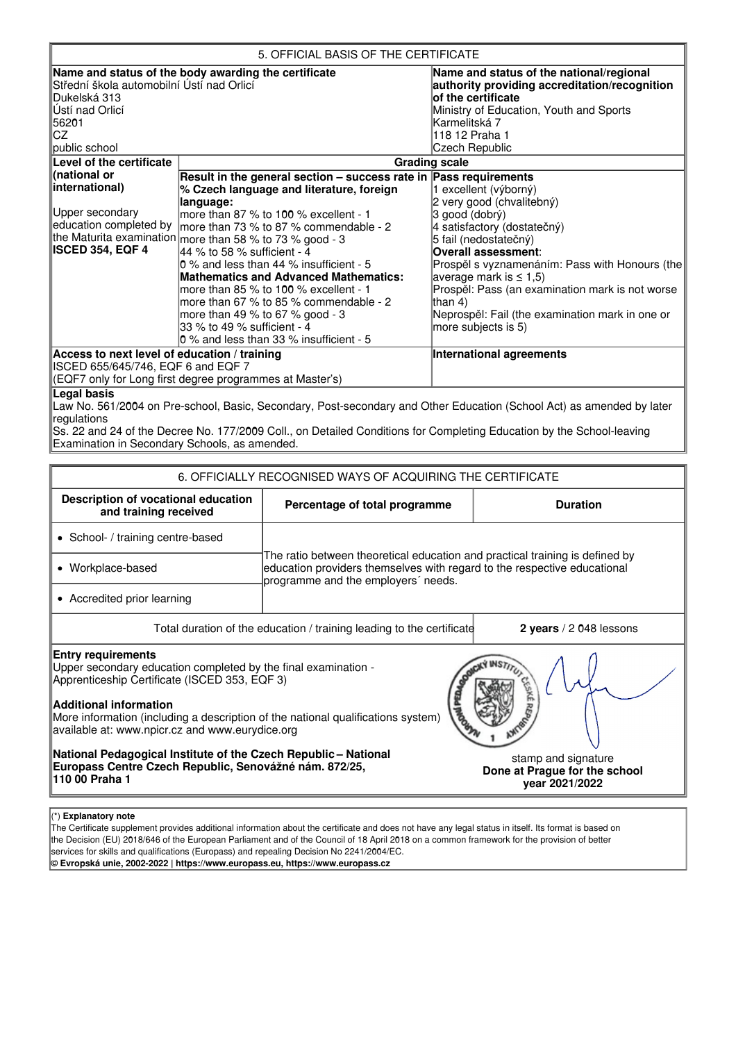## 5. OFFICIAL BASIS OF THE CERTIFICATE

| | |
|---|---|
| **Name and status of the body awarding the certificate**<br>Střední škola automobilní Ústí nad Orlicí<br>Dukelská 313<br>Ústí nad Orlicí<br>56201<br>CZ<br>public school | **Name and status of the national/regional authority providing accreditation/recognition of the certificate**<br>Ministry of Education, Youth and Sports<br>Karmelitská 7<br>118 12 Praha 1<br>Czech Republic |

| **Level of the certificate (national or international)** | **Grading scale** | |
|---|---|---|
| Upper secondary education completed by the Maturita examination<br>**ISCED 354, EQF 4** | **Result in the general section – success rate in % Czech language and literature, foreign language:**<br>more than 87 % to 100 % excellent - 1<br>more than 73 % to 87 % commendable - 2<br>more than 58 % to 73 % good - 3<br>44 % to 58 % sufficient - 4<br>0 % and less than 44 % insufficient - 5<br>**Mathematics and Advanced Mathematics:**<br>more than 85 % to 100 % excellent - 1<br>more than 67 % to 85 % commendable - 2<br>more than 49 % to 67 % good - 3<br>33 % to 49 % sufficient - 4<br>0 % and less than 33 % insufficient - 5 | **Pass requirements**<br>1 excellent (výborný)<br>2 very good (chvalitebný)<br>3 good (dobrý)<br>4 satisfactory (dostatečný)<br>5 fail (nedostatečný)<br>**Overall assessment**:<br>Prospěl s vyznamenáním: Pass with Honours (the average mark is ≤ 1,5)<br>Prospěl: Pass (an examination mark is not worse than 4)<br>Neprospěl: Fail (the examination mark in one or more subjects is 5) |

| | |
|---|---|
| **Access to next level of education / training**<br>ISCED 655/645/746, EQF 6 and EQF 7<br>(EQF7 only for Long first degree programmes at Master's) | **International agreements** |

**Legal basis**

Law No. 561/2004 on Pre-school, Basic, Secondary, Post-secondary and Other Education (School Act) as amended by later regulations

Ss. 22 and 24 of the Decree No. 177/2009 Coll., on Detailed Conditions for Completing Education by the School-leaving Examination in Secondary Schools, as amended.

## 6. OFFICIALLY RECOGNISED WAYS OF ACQUIRING THE CERTIFICATE

| Description of vocational education and training received | Percentage of total programme | Duration |
|---|---|---|
| • School- / training centre-based | The ratio between theoretical education and practical training is defined by education providers themselves with regard to the respective educational programme and the employers´ needs. | |
| • Workplace-based | | |
| • Accredited prior learning | | |
| Total duration of the education / training leading to the certificate | | **2 years** / 2 048 lessons |

**Entry requirements**

Upper secondary education completed by the final examination - Apprenticeship Certificate (ISCED 353, EQF 3)

**Additional information**

More information (including a description of the national qualifications system) available at: www.npicr.cz and www.eurydice.org

**National Pedagogical Institute of the Czech Republic – National Europass Centre Czech Republic, Senovážné nám. 872/25, 110 00 Praha 1**

stamp and signature

**Done at Prague for the school year 2021/2022**

(*) **Explanatory note**

The Certificate supplement provides additional information about the certificate and does not have any legal status in itself. Its format is based on the Decision (EU) 2018/646 of the European Parliament and of the Council of 18 April 2018 on a common framework for the provision of better services for skills and qualifications (Europass) and repealing Decision No 2241/2004/EC.

**© Evropská unie, 2002-2022 | https://www.europass.eu, https://www.europass.cz**